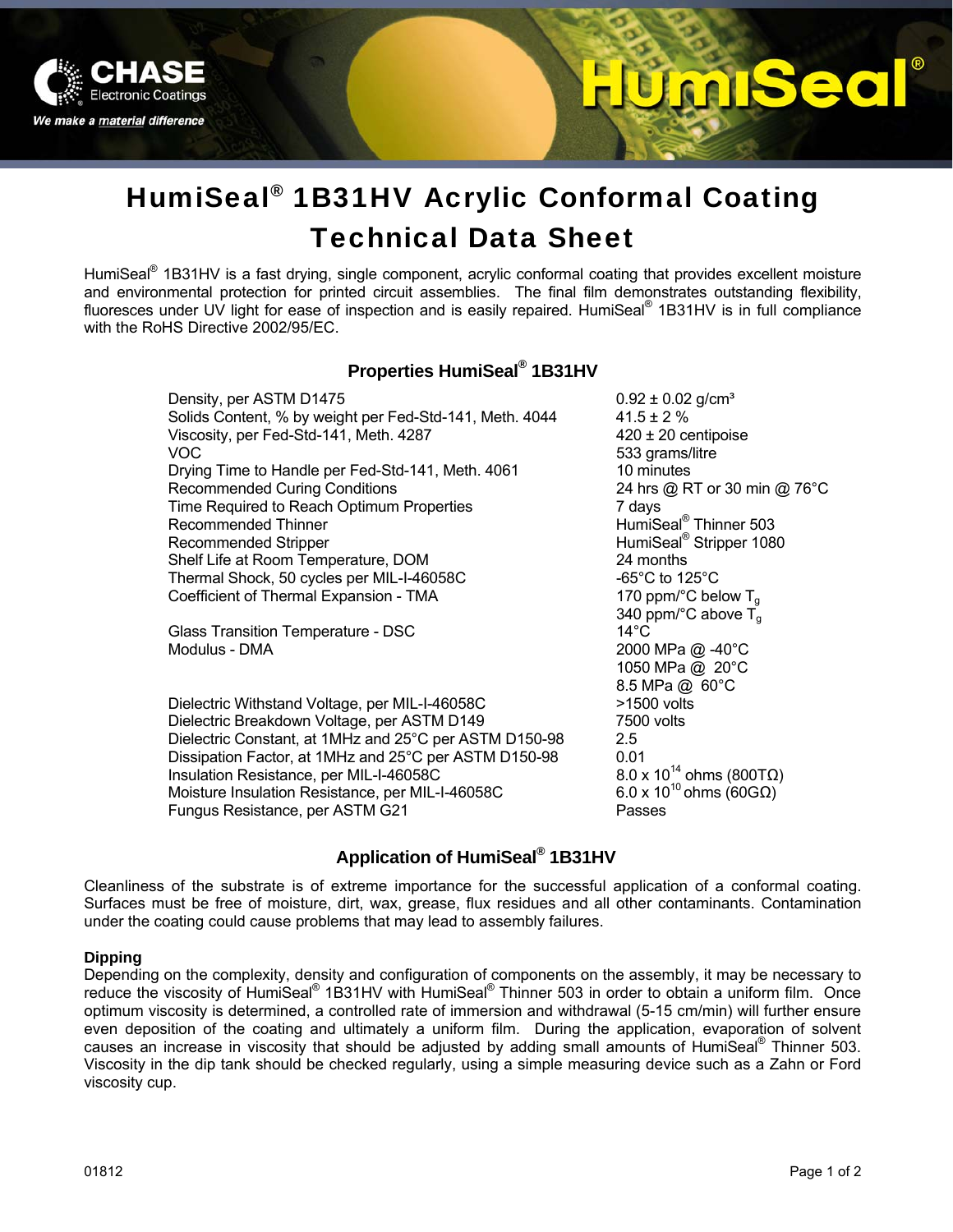# HumiSeal® 1B31HV Acrylic Conformal Coating Technical Data Sheet

HumiSeal® 1B31HV is a fast drying, single component, acrylic conformal coating that provides excellent moisture and environmental protection for printed circuit assemblies. The final film demonstrates outstanding flexibility, fluoresces under UV light for ease of inspection and is easily repaired. HumiSeal® 1B31HV is in full compliance with the RoHS Directive 2002/95/EC.

## Properties HumiSeal® 1B31HV

| Property | Value |
|---|---|
| Density, per ASTM D1475 | 0.92 ± 0.02 g/cm³ |
| Solids Content, % by weight per Fed-Std-141, Meth. 4044 | 41.5 ± 2 % |
| Viscosity, per Fed-Std-141, Meth. 4287 | 420 ± 20 centipoise |
| VOC | 533 grams/litre |
| Drying Time to Handle per Fed-Std-141, Meth. 4061 | 10 minutes |
| Recommended Curing Conditions | 24 hrs @ RT or 30 min @ 76°C |
| Time Required to Reach Optimum Properties | 7 days |
| Recommended Thinner | HumiSeal® Thinner 503 |
| Recommended Stripper | HumiSeal® Stripper 1080 |
| Shelf Life at Room Temperature, DOM | 24 months |
| Thermal Shock, 50 cycles per MIL-I-46058C | -65°C to 125°C |
| Coefficient of Thermal Expansion - TMA | 170 ppm/°C below $T_g$<br>340 ppm/°C above $T_g$ |
| Glass Transition Temperature - DSC | 14°C |
| Modulus - DMA | 2000 MPa @ -40°C<br>1050 MPa @ 20°C<br>8.5 MPa @ 60°C |
| Dielectric Withstand Voltage, per MIL-I-46058C | >1500 volts |
| Dielectric Breakdown Voltage, per ASTM D149 | 7500 volts |
| Dielectric Constant, at 1MHz and 25°C per ASTM D150-98 | 2.5 |
| Dissipation Factor, at 1MHz and 25°C per ASTM D150-98 | 0.01 |
| Insulation Resistance, per MIL-I-46058C | $8.0 \times 10^{14}$ ohms (800TΩ) |
| Moisture Insulation Resistance, per MIL-I-46058C | $6.0 \times 10^{10}$ ohms (60GΩ) |
| Fungus Resistance, per ASTM G21 | Passes |

## Application of HumiSeal® 1B31HV

Cleanliness of the substrate is of extreme importance for the successful application of a conformal coating. Surfaces must be free of moisture, dirt, wax, grease, flux residues and all other contaminants. Contamination under the coating could cause problems that may lead to assembly failures.

**Dipping**

Depending on the complexity, density and configuration of components on the assembly, it may be necessary to reduce the viscosity of HumiSeal® 1B31HV with HumiSeal® Thinner 503 in order to obtain a uniform film. Once optimum viscosity is determined, a controlled rate of immersion and withdrawal (5-15 cm/min) will further ensure even deposition of the coating and ultimately a uniform film. During the application, evaporation of solvent causes an increase in viscosity that should be adjusted by adding small amounts of HumiSeal® Thinner 503. Viscosity in the dip tank should be checked regularly, using a simple measuring device such as a Zahn or Ford viscosity cup.

01812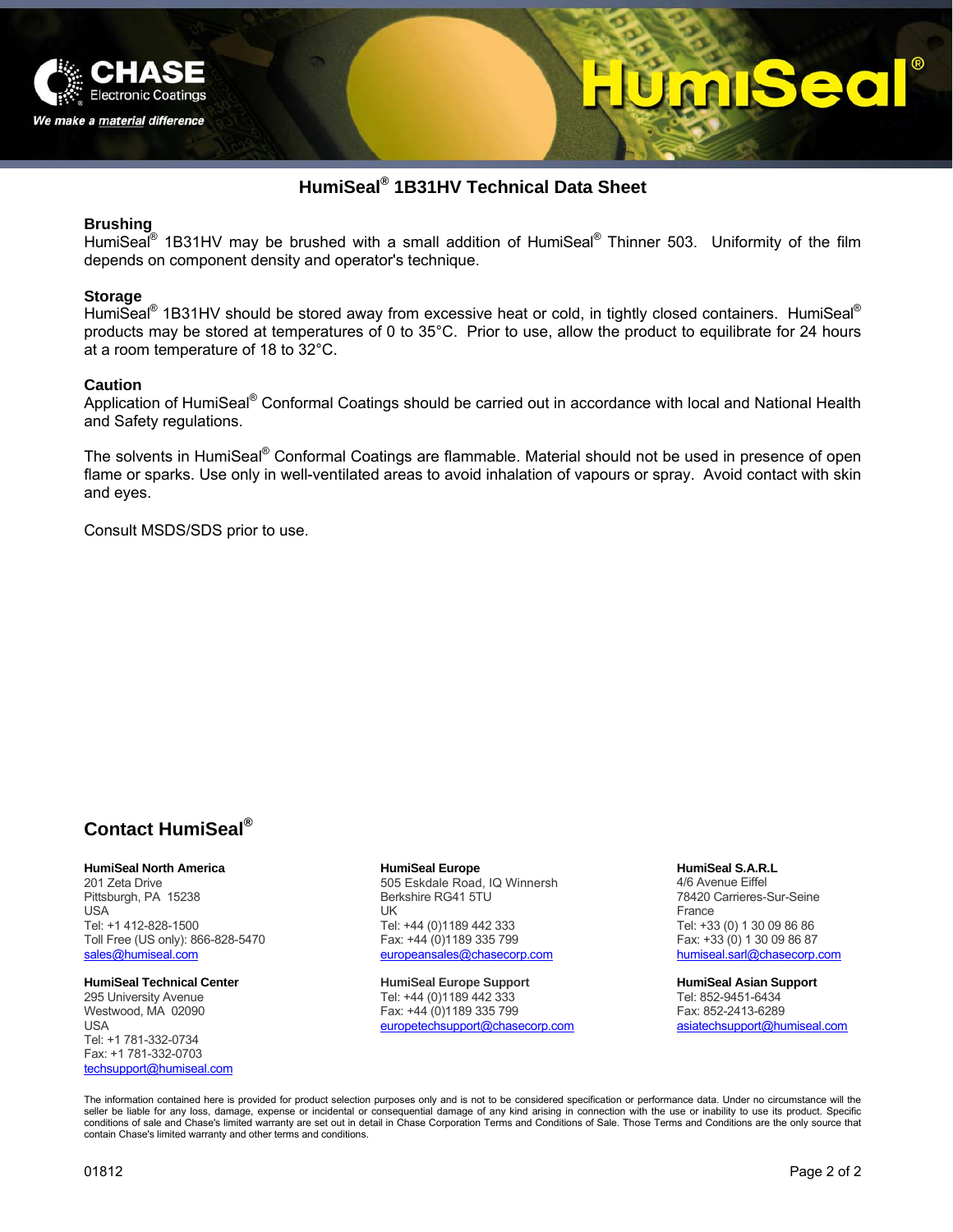# HumiSeal® 1B31HV Technical Data Sheet

**Brushing**

HumiSeal® 1B31HV may be brushed with a small addition of HumiSeal® Thinner 503. Uniformity of the film depends on component density and operator's technique.

**Storage**

HumiSeal® 1B31HV should be stored away from excessive heat or cold, in tightly closed containers. HumiSeal® products may be stored at temperatures of 0 to 35°C. Prior to use, allow the product to equilibrate for 24 hours at a room temperature of 18 to 32°C.

**Caution**

Application of HumiSeal® Conformal Coatings should be carried out in accordance with local and National Health and Safety regulations.

The solvents in HumiSeal® Conformal Coatings are flammable. Material should not be used in presence of open flame or sparks. Use only in well-ventilated areas to avoid inhalation of vapours or spray. Avoid contact with skin and eyes.

Consult MSDS/SDS prior to use.

## Contact HumiSeal®

**HumiSeal North America**
201 Zeta Drive
Pittsburgh, PA 15238
USA
Tel: +1 412-828-1500
Toll Free (US only): 866-828-5470
sales@humiseal.com

**HumiSeal Technical Center**
295 University Avenue
Westwood, MA 02090
USA
Tel: +1 781-332-0734
Fax: +1 781-332-0703
techsupport@humiseal.com

**HumiSeal Europe**
505 Eskdale Road, IQ Winnersh
Berkshire RG41 5TU
UK
Tel: +44 (0)1189 442 333
Fax: +44 (0)1189 335 799
europeansales@chasecorp.com

**HumiSeal Europe Support**
Tel: +44 (0)1189 442 333
Fax: +44 (0)1189 335 799
europetechsupport@chasecorp.com

**HumiSeal S.A.R.L**
4/6 Avenue Eiffel
78420 Carrieres-Sur-Seine
France
Tel: +33 (0) 1 30 09 86 86
Fax: +33 (0) 1 30 09 86 87
humiseal.sarl@chasecorp.com

**HumiSeal Asian Support**
Tel: 852-9451-6434
Fax: 852-2413-6289
asiatechsupport@humiseal.com

The information contained here is provided for product selection purposes only and is not to be considered specification or performance data. Under no circumstance will the seller be liable for any loss, damage, expense or incidental or consequential damage of any kind arising in connection with the use or inability to use its product. Specific conditions of sale and Chase's limited warranty are set out in detail in Chase Corporation Terms and Conditions of Sale. Those Terms and Conditions are the only source that contain Chase's limited warranty and other terms and conditions.

01812